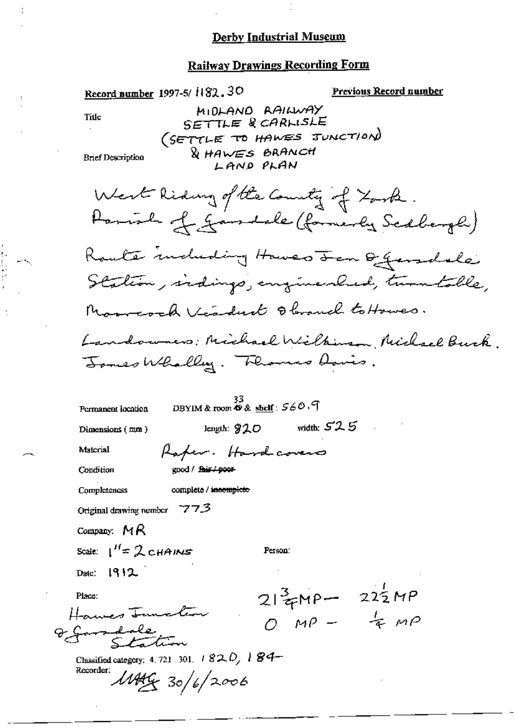# Derby Industrial Museum

## Railway Drawings Recording Form

**Record number** 1997-5/ 1182.30

**Previous Record number**

Title: MIDLAND RAILWAY SETTLE & CARLISLE (SETTLE TO HAWES JUNCTION) & HAWES BRANCH LAND PLAN

Brief Description:

West Riding of the County of York.
Parish of Garsdale (formerly Sedbergh)
Route including Hawes Jcn & Garsdale Station, sidings, engineshed, turntable, Moorcock Viaduct & branch to Hawes.
Landowners: Michael Wilkinson, Michael Burk. James Whalley. Thomas Davis.

Permanent location: DBYIM & room 33 & shelf: 560.9

Dimensions (mm): length: 820 width: 525

Material: Paper. Hard covers

Condition: good / ~~fair / poor~~

Completeness: complete / ~~incomplete~~

Original drawing number: 773

Company: MR

Scale: 1" = 2 CHAINS

Person:

Date: 1912

Place: Hawes Junction & Garsdale Station

$21\frac{3}{4}$ MP — $22\frac{1}{2}$ MP
0 MP — $\frac{1}{4}$ MP

Classified category: 4. 721. 301. 1820, 184

Recorder: MAG 30/6/2006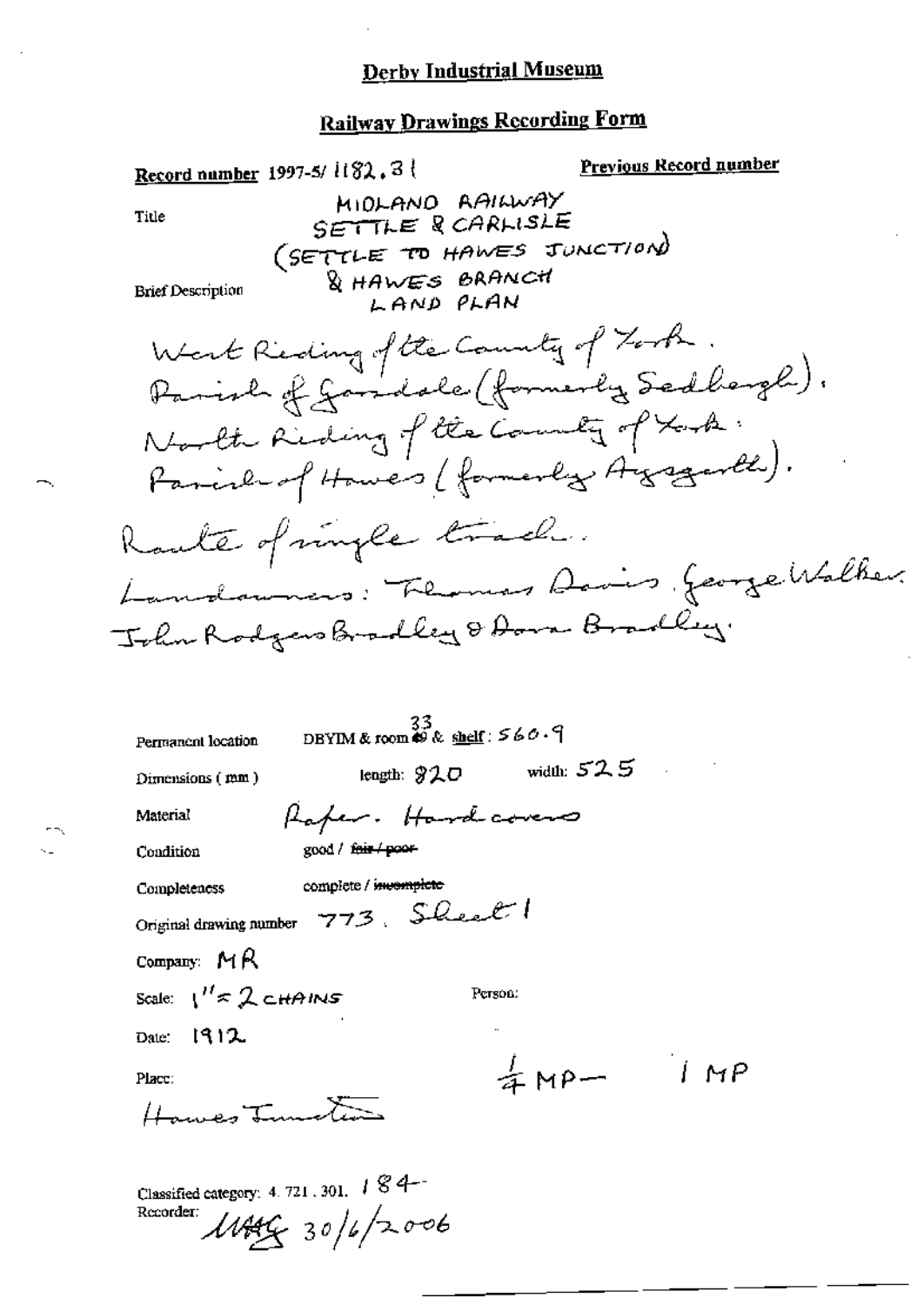# Derby Industrial Museum

## Railway Drawings Recording Form

**Record number** 1997-5/ 1182.31

**Previous Record number**

**Title** MIDLAND RAILWAY SETTLE & CARLISLE (SETTLE TO HAWES JUNCTION) & HAWES BRANCH LAND PLAN

**Brief Description**

West Riding of the County of York. Parish of Garsdale (formerly Sedbergh). North Riding of the County of York: Parish of Hawes (formerly Aysgarth).

Route of single track.

Landowners: Thomas Davis, George Walker. John Rodgers Bradley & Dora Bradley.

**Permanent location** DBYIM & room 33 & shelf: 560.9

**Dimensions (mm)** length: 820 width: 525

**Material** Paper. Hardcovers

**Condition** good / ~~fair / poor~~

**Completeness** complete / ~~incomplete~~

**Original drawing number** 773. Sheet 1

**Company:** MR

**Scale:** 1" = 2 CHAINS

**Person:**

**Date:** 1912

**Place:** Hawes Junction

¼ MP — 1 MP

**Classified category:** 4. 721. 301. 184

**Recorder:** MAG 30/6/2006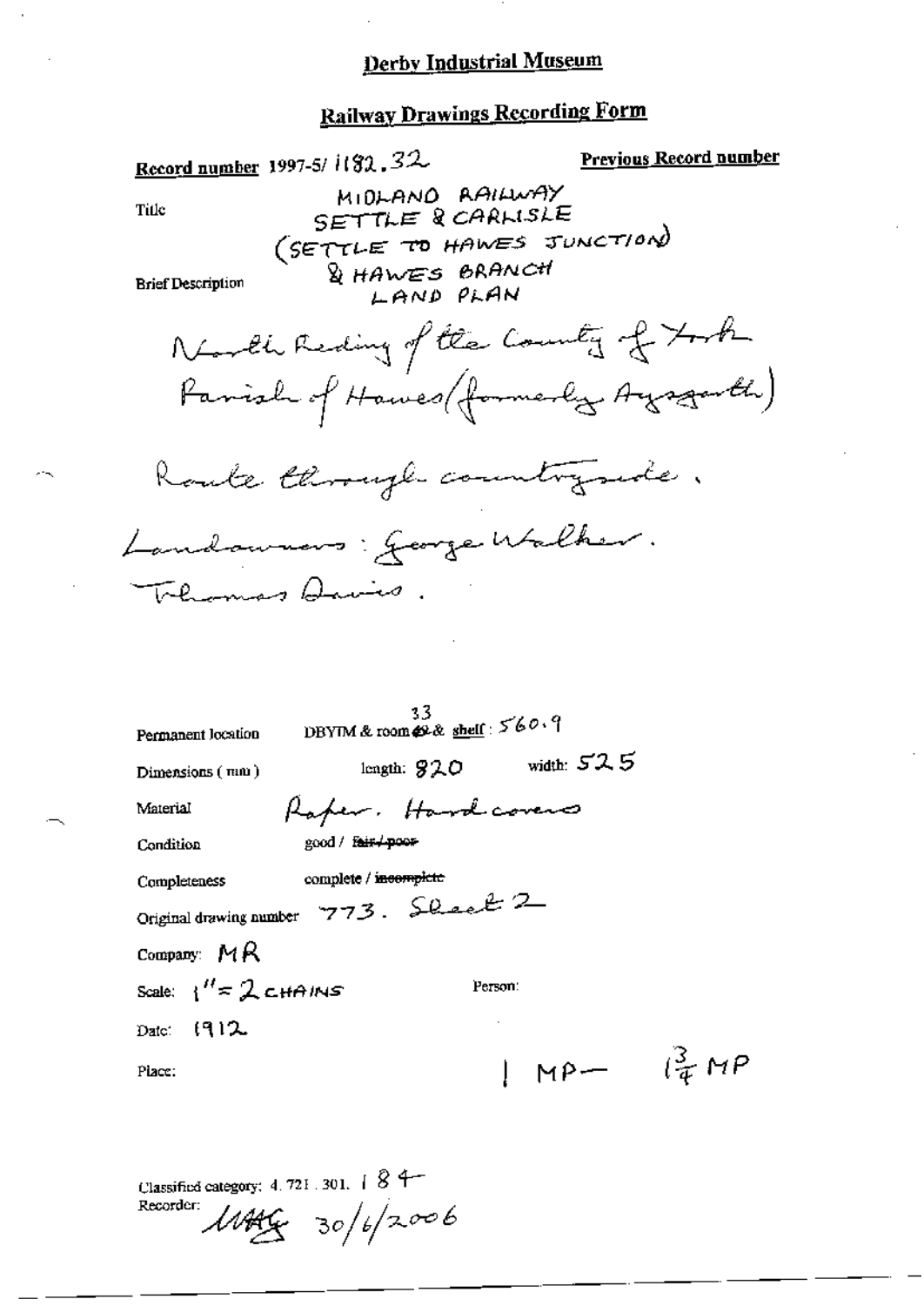# Derby Industrial Museum

## Railway Drawings Recording Form

**Record number** 1997-5/ 1182.32

**Previous Record number**

Title

MIDLAND RAILWAY
SETTLE & CARLISLE
(SETTLE TO HAWES JUNCTION)
& HAWES BRANCH
LAND PLAN

Brief Description

North Riding of the County of York
Parish of Hawes (formerly Aysgarth)

Route through countryside.

Landowners: George Walker.
Thomas Davis.

Permanent location: DBYIM & room 33 & shelf: 560.9

Dimensions (mm): length: 820 width: 525

Material: Paper. Hard covers

Condition: good / ~~fair / poor~~

Completeness: complete / ~~incomplete~~

Original drawing number: 773. Sheet 2

Company: MR

Scale: 1" = 2 CHAINS

Person:

Date: 1912

Place:

1 MP — $1\frac{3}{4}$ MP

Classified category: 4. 721. 301. 184

Recorder: MAG 30/6/2006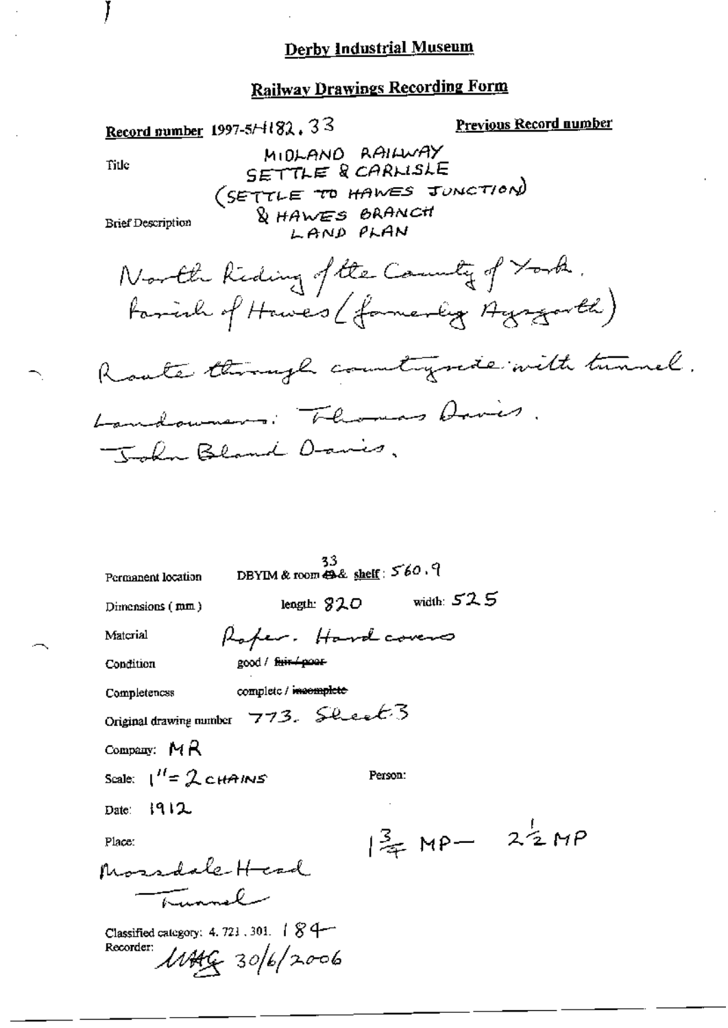# Derby Industrial Museum

## Railway Drawings Recording Form

**Record number** 1997-5/H182, 33 **Previous Record number**

Title

MIDLAND RAILWAY
SETTLE & CARLISLE
(SETTLE TO HAWES JUNCTION)
& HAWES BRANCH
LAND PLAN

Brief Description

North Riding of the County of York.
Parish of Hawes (formerly Aysgarth)

Route through countryside with tunnel.

Landowners: Thomas Davies.
John Bland Davies.

Permanent location DBYIM & room 33 & shelf: 560.9

Dimensions (mm) length: 820 width: 525

Material Paper. Hard covers

Condition good / ~~fair / poor~~

Completeness complete / ~~incomplete~~

Original drawing number 773. Sheet 3

Company: MR

Scale: 1" = 2 CHAINS Person:

Date: 1912

Place: $1\frac{3}{4}$ MP — $2\frac{1}{2}$ MP

Mossdale Head
Tunnel

Classified category: 4. 721, 301. 184

Recorder: MAG 30/6/2006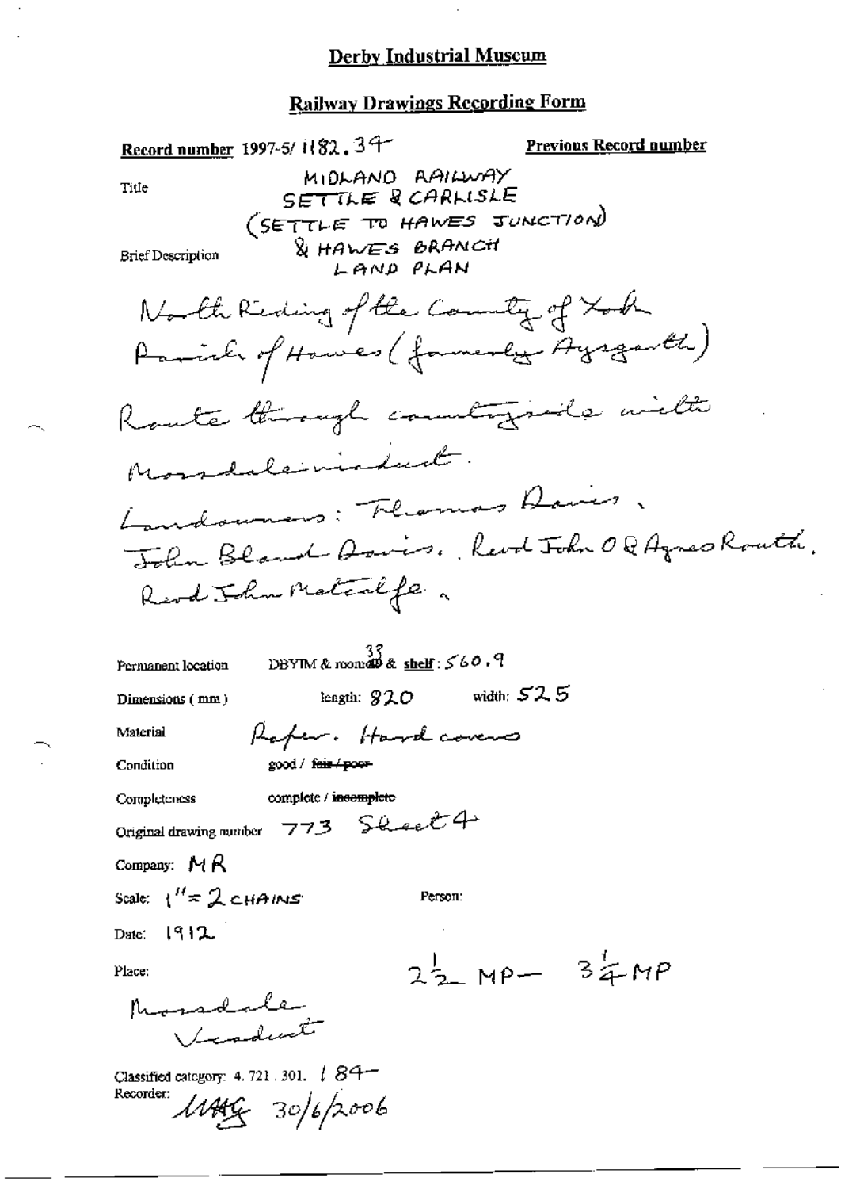# Derby Industrial Museum

## Railway Drawings Recording Form

**Record number** 1997-5/ 1182.39

**Previous Record number**

Title: MIDLAND RAILWAY SETTLE & CARLISLE (SETTLE TO HAWES JUNCTION) & HAWES BRANCH LAND PLAN

Brief Description:

North Riding of the County of York
Parish of Hawes (formerly Aysgarth)
Route through countryside with Mossdale viaduct.
Landowners: Thomas Davies, John Bland Davies, Revd John O & Agnes Routh, Revd John Metcalfe.

Permanent location: DBYIM & room 33 & shelf: 560.9

Dimensions (mm): length: 820 width: 525

Material: Paper. Hard covers

Condition: good / ~~fair / poor~~

Completeness: complete / ~~incomplete~~

Original drawing number: 773 Sheet 4

Company: MR

Scale: 1" = 2 CHAINS

Person:

Date: 1912

Place: Mossdale Viaduct

$2\frac{1}{2}$ MP — $3\frac{1}{4}$ MP

Classified category: 4. 721. 301. 184

Recorder: MAG 30/6/2006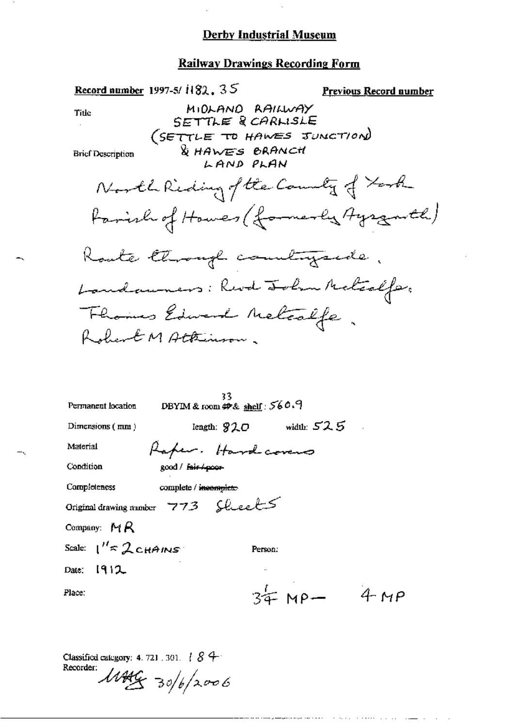**Derby Industrial Museum**

**Railway Drawings Recording Form**

**Record number** 1997-5/ 1182. 35 **Previous Record number**

Title

MIDLAND RAILWAY
SETTLE & CARLISLE
(SETTLE TO HAWES JUNCTION)
& HAWES BRANCH
LAND PLAN

Brief Description

North Riding of the County of York
Parish of Hawes (formerly Aysgarth)
Route through countryside.
Landowners: Revd John Metcalfe,
Thomas Edward Metcalfe.
Robert M Atkinson.

Permanent location: DBYIM & room 33 & shelf: 560.9

Dimensions (mm): length: 920 width: 525

Material: Paper. Hard covers

Condition: good / ~~fair / poor~~

Completeness: complete / ~~incomplete~~

Original drawing number: 773 Sheet 5

Company: MR

Scale: 1" = 2 CHAINS

Person:

Date: 1912

Place: $3\frac{1}{4}$ MP — 4 MP

Classified category: 4. 721. 301. 184

Recorder: MAG 30/6/2006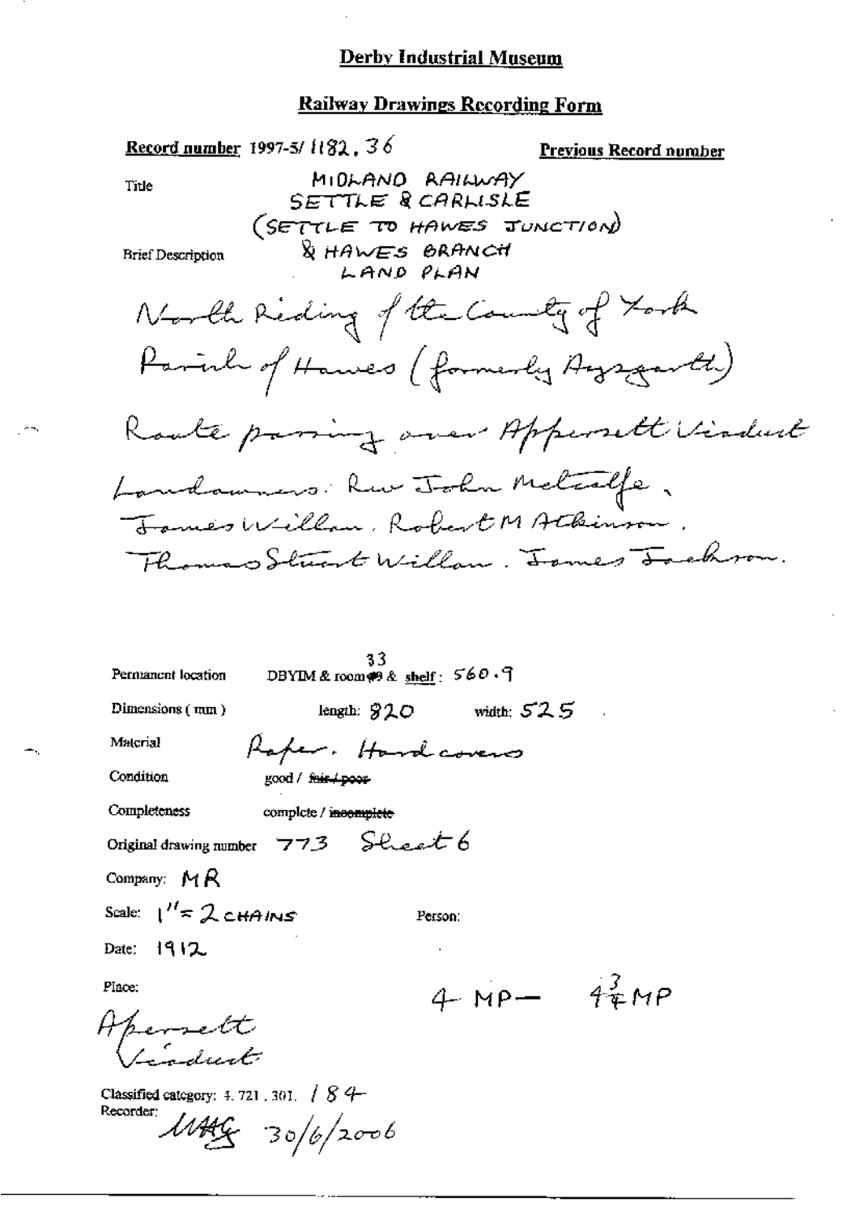# Derby Industrial Museum

## Railway Drawings Recording Form

**Record number** 1997-5/ 1182. 36 **Previous Record number**

Title: MIDLAND RAILWAY SETTLE & CARLISLE (SETTLE TO HAWES JUNCTION) & HAWES BRANCH LAND PLAN

Brief Description: North Riding of the County of York. Parish of Hawes (formerly Aysgarth). Route passing over Appersett Viaduct. Landowners: Rev John Metcalfe, James Willan, Robert M Atkinson, Thomas Stuart Willan, James Jackson.

Permanent location: DBYIM & room 33 & shelf: 560.9

Dimensions (mm): length: 820 width: 525

Material: Paper, Hard covers

Condition: good / ~~fair / poor~~

Completeness: complete / ~~incomplete~~

Original drawing number: 773 Sheet 6

Company: MR

Scale: 1" = 2 CHAINS

Person:

Date: 1912

Place: Appersett Viaduct

4 MP — $4\frac{3}{4}$ MP

Classified category: 4.721.301. / 84

Recorder: MAG 30/6/2006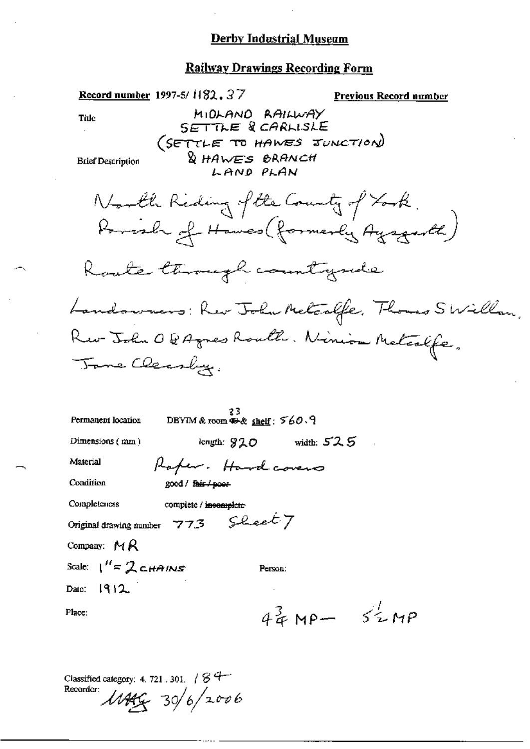# Derby Industrial Museum

## Railway Drawings Recording Form

**Record number** 1997-5/ 1182.37 **Previous Record number**

Title

MIDLAND RAILWAY
SETTLE & CARLISLE
(SETTLE TO HAWES JUNCTION)
& HAWES BRANCH
LAND PLAN

Brief Description

North Riding of the County of York.
Parish of Hawes (formerly Aysgarth)

Route through countryside

Landowners: Rev John Metcalfe, Thomas S Willan, Rev John O & Agnes Routh. Ninian Metcalfe, Jane Cleasby.

Permanent location: DBYIM & room 33 & shelf: 560.9

Dimensions (mm): length: 920 width: 525

Material: Paper. Hard covers

Condition: good / ~~fair / poor~~

Completeness: complete / ~~incomplete~~

Original drawing number: 773 Sheet 7

Company: MR

Scale: 1" = 2 CHAINS

Person:

Date: 1912

Place:

$4\frac{3}{4}$ MP — $5\frac{1}{2}$ MP

Classified category: 4. 721. 301. / 84

Recorder: MAG 30/6/2006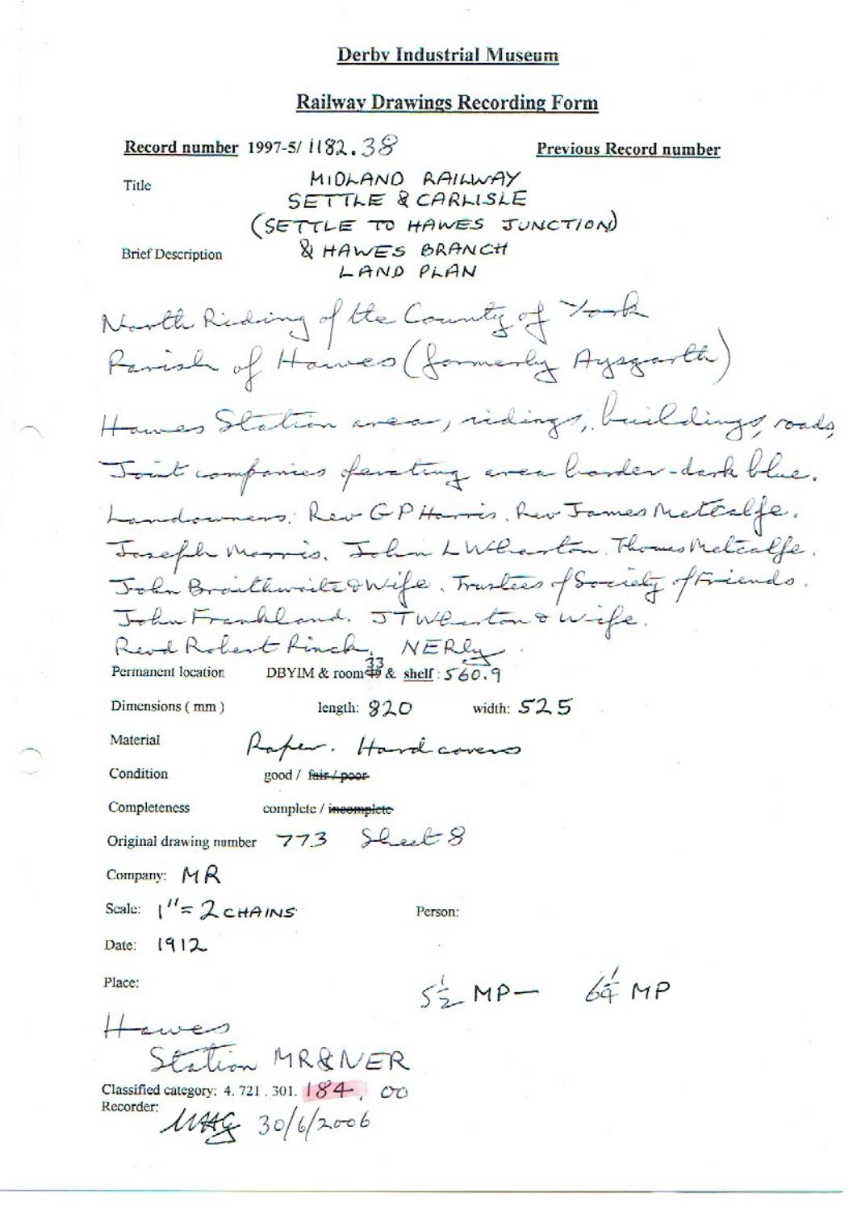## Derby Industrial Museum

### Railway Drawings Recording Form

**Record number** 1997-5/ 1182.38 **Previous Record number**

Title

MIDLAND RAILWAY
SETTLE & CARLISLE
(SETTLE TO HAWES JUNCTION)
& HAWES BRANCH
LAND PLAN

Brief Description

North Riding of the County of York
Parish of Hawes (formerly Aysgarth)
Hawes Station area, sidings, buildings, roads
Joint companies ferating area border - dark blue.
Landowners. Rev G P Harris. Rev James Metcalfe.
Joseph Morris. John L Wharton. Thomas Metcalfe.
John Braithwaite & Wife. Trustees of Society of Friends.
John Frankland. J T Wharton & Wife.
Revd Robert Pinck. NERly.

Permanent location DBYIM & room ~~49~~ 33 & shelf : 560.9

Dimensions ( mm ) length: 820 width: 525

Material Paper. Hard covers

Condition good / ~~fair / poor~~

Completeness complete / ~~incomplete~~

Original drawing number 773 Sheet 8

Company: MR

Scale: 1" = 2 CHAINS Person:

Date: 1912

Place: $5\frac{1}{2}$ MP — $6\frac{1}{4}$ MP

Hawes
Station MR&NER

Classified category: 4. 721 . 301. 184 . 00

Recorder: MAG 30/6/2006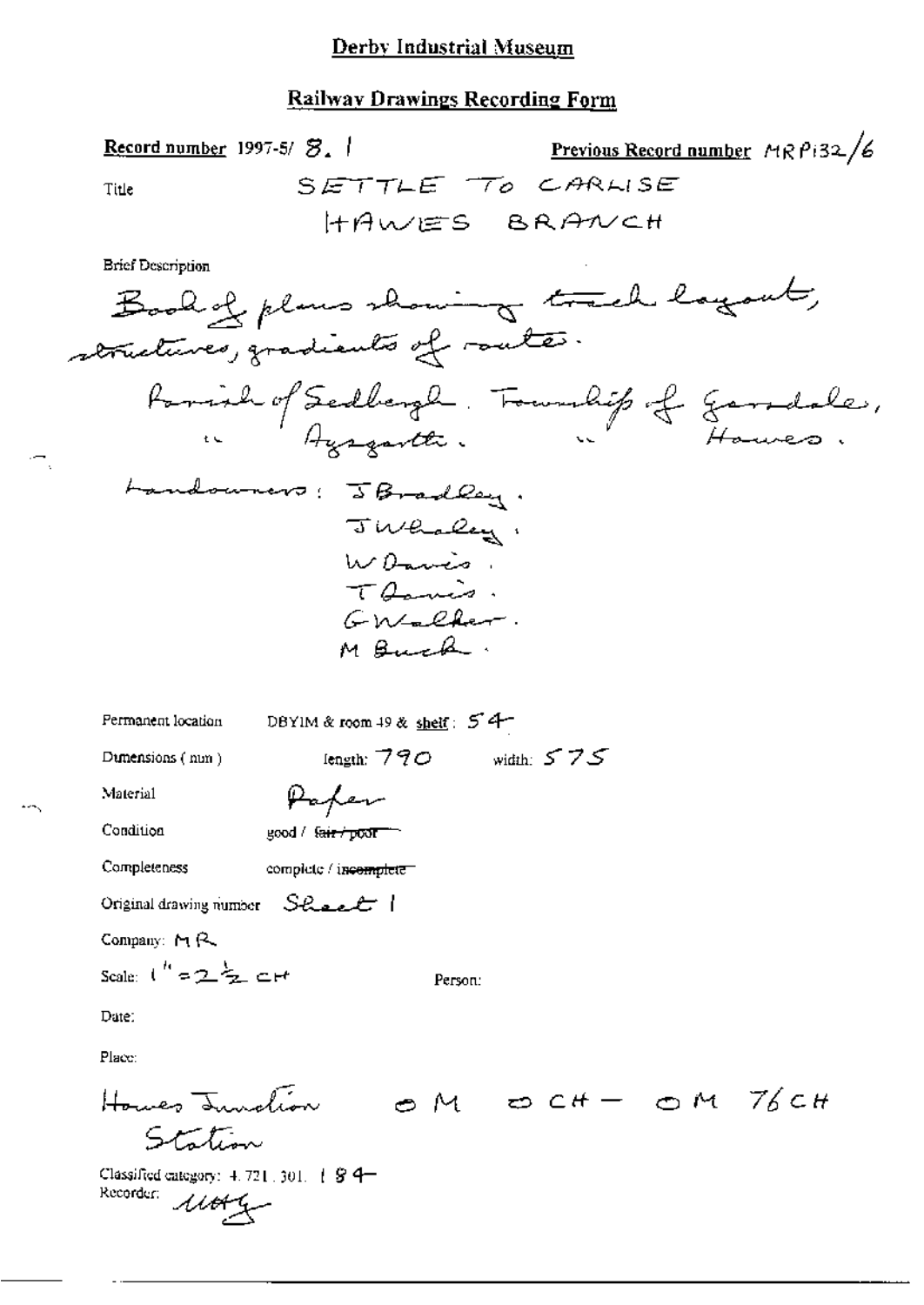# Derby Industrial Museum

## Railway Drawings Recording Form

**Record number** 1997-5/ 8. 1 **Previous Record number** MRP132/6

Title SETTLE TO CARLISE
HAWES BRANCH

Brief Description

Book of plans showing track layout, structures, gradients of route.

Parish of Sedbergh. Township of Garsdale,
" Aysgarth. " Hawes.

Landowners: J Bradley.
J Whaley.
W Davis.
T Davis.
G Walker.
M Buck.

Permanent location DBYIM & room 49 & shelf: 54

Dimensions (mm) length: 790 width: 575

Material Paper

Condition good / ~~fair / poor~~

Completeness complete / ~~incomplete~~

Original drawing number Sheet 1

Company: MR

Scale: 1" = 2½ CH

Person:

Date:

Place:

Hawes Junction 0 M 0 CH – 0 M 76 CH
Station

Classified category: 4.721.301.184

Recorder: MAG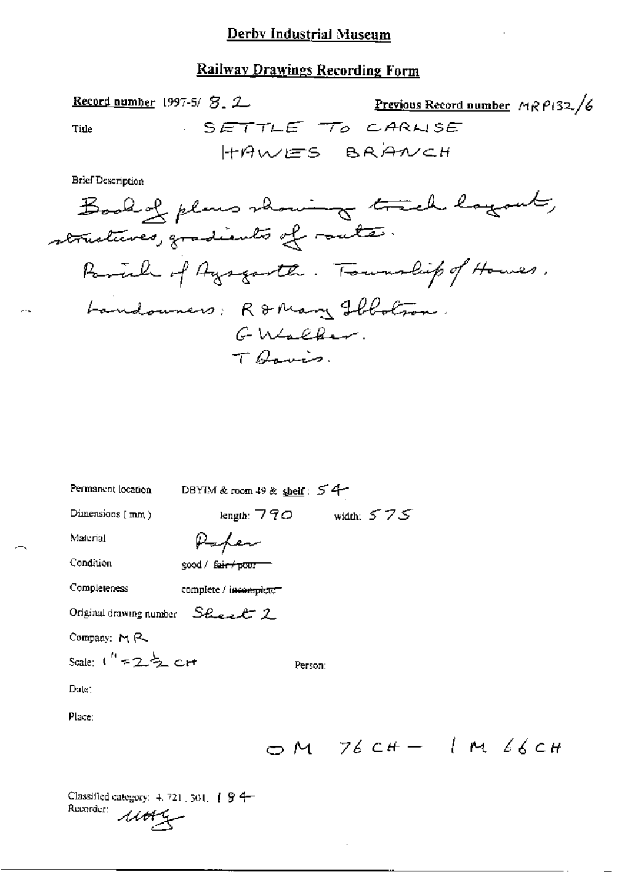# Derby Industrial Museum

## Railway Drawings Recording Form

**Record number** 1997-5/ 8. 2 **Previous Record number** MRP132/6

Title SETTLE TO CARLISE HAWES BRANCH

Brief Description

Book of plans showing track layout, structures, gradients of routes.

Parish of Aysgarth. Township of Hawes.

Landowners: R & Mary Ibbotson.
G Walker.
T Davis.

Permanent location DBYIM & room 49 & shelf: 54

Dimensions (mm) length: 790 width: 575

Material Paper

Condition good / ~~fair / poor~~

Completeness complete / ~~incomplete~~

Original drawing number Sheet 2

Company: MR

Scale: 1" = 2½ CH

Person:

Date:

Place:

0 M 76 CH – 1 M 66 CH

Classified category: 4.721.301.184

Recorder: MAG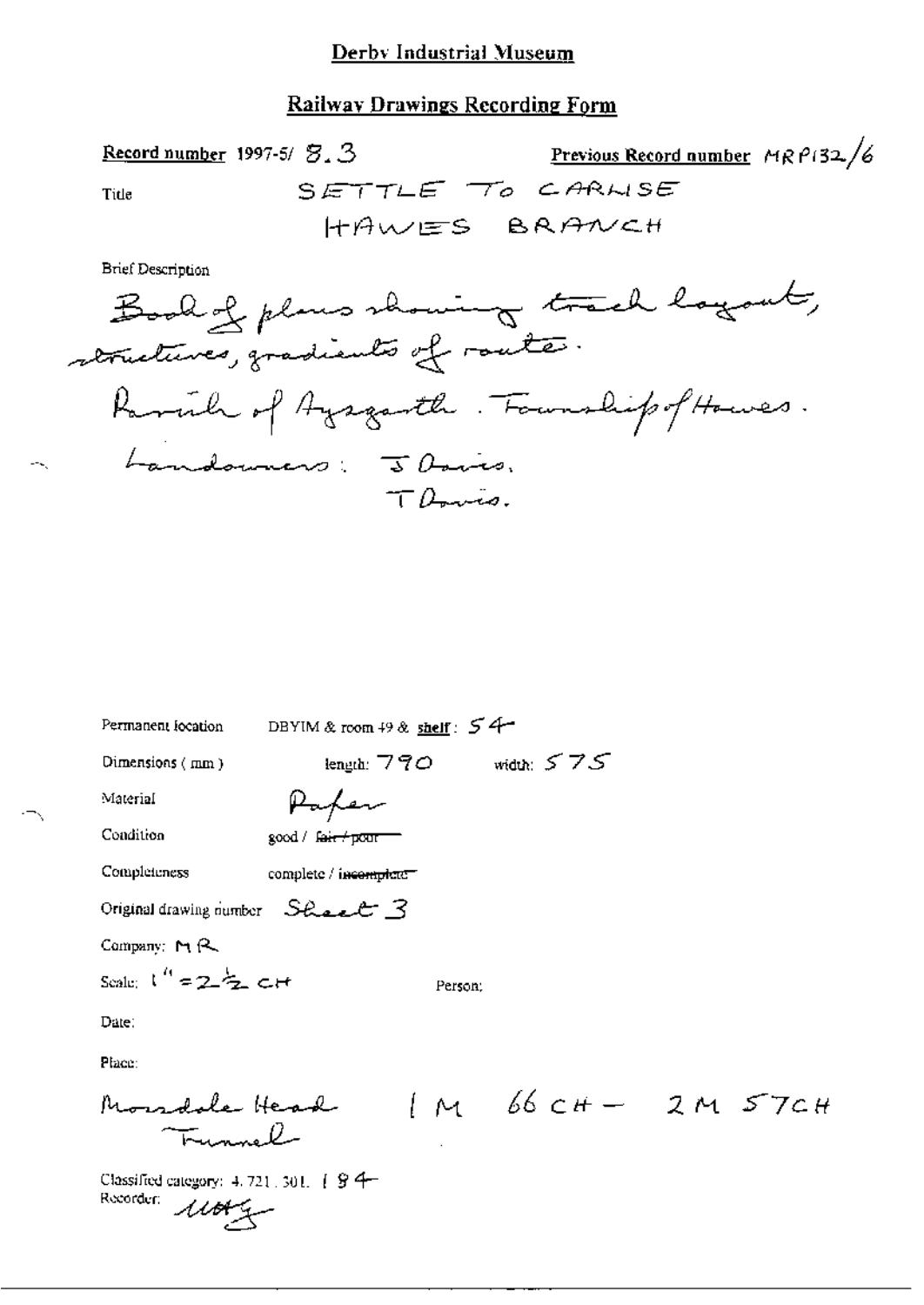Derby Industrial Museum

**Railway Drawings Recording Form**

**Record number** 1997-5/ 8.3

**Previous Record number** MRP132/6

Title SETTLE TO CARLISE HAWES BRANCH

Brief Description

Book of plans showing track layout, structures, gradients of route.

Parish of Aysgarth. Township of Hawes.

Landowners: J Davis.
T Davis.

Permanent location DBYIM & room 49 & **shelf**: 54

Dimensions (mm) length: 790 width: 575

Material Paper

Condition good / ~~fair / poor~~

Completeness complete / ~~incomplete~~

Original drawing number Sheet 3

Company: MR

Scale: 1" = 2½ CH

Person:

Date:

Place:

Mossdale Head Tunnel 1 M 66 CH – 2 M 57 CH

Classified category: 4.721.301.184

Recorder: UAG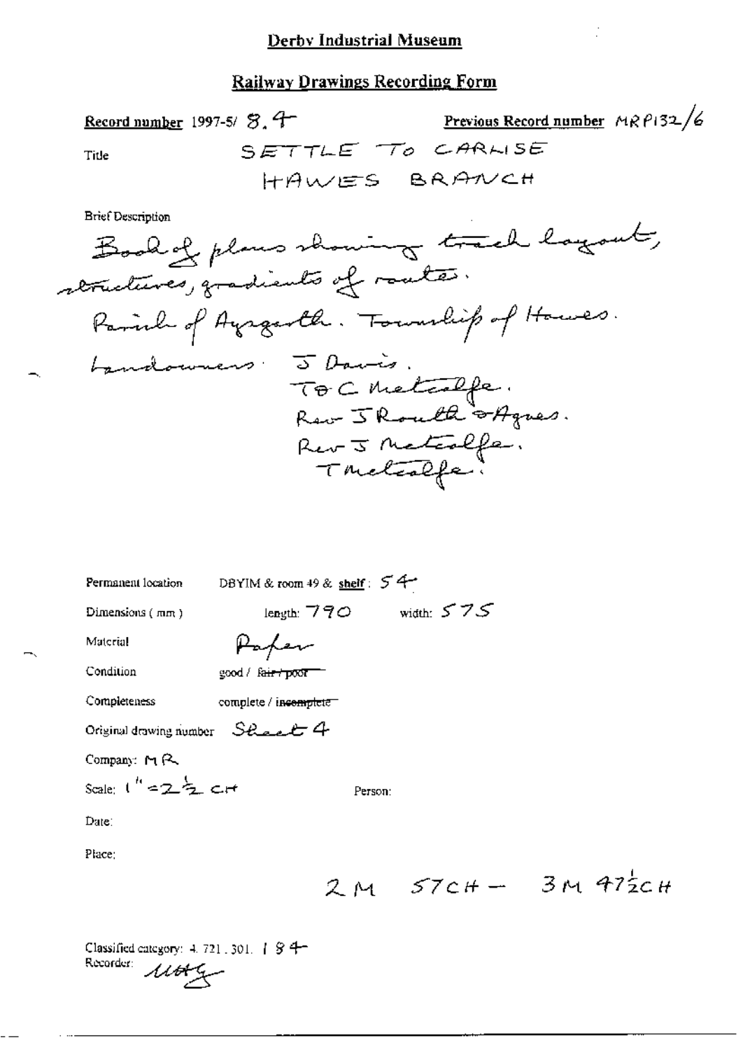# Derby Industrial Museum

## Railway Drawings Recording Form

**Record number** 1997-5/ 8.4 **Previous Record number** MRP132/6

Title SETTLE TO CARLISE HAWES BRANCH

Brief Description

Book of plans showing track layout, structures, gradients of routes. Parish of Aysgarth. Township of Hawes. Landowners: J Davis. T & C Metcalfe. Rev J Routh & Agnes. Rev J Metcalfe. T Metcalfe.

Permanent location DBYIM & room 49 & **shelf**: 54

Dimensions (mm) length: 790 width: 575

Material Paper

Condition good / ~~fair / poor~~

Completeness complete / ~~incomplete~~

Original drawing number Sheet 4

Company: MR

Scale: 1" = 2½ CH

Person:

Date:

Place:

2M 57CH – 3M 47½CH

Classified category: 4. 721. 301. 184

Recorder: MAG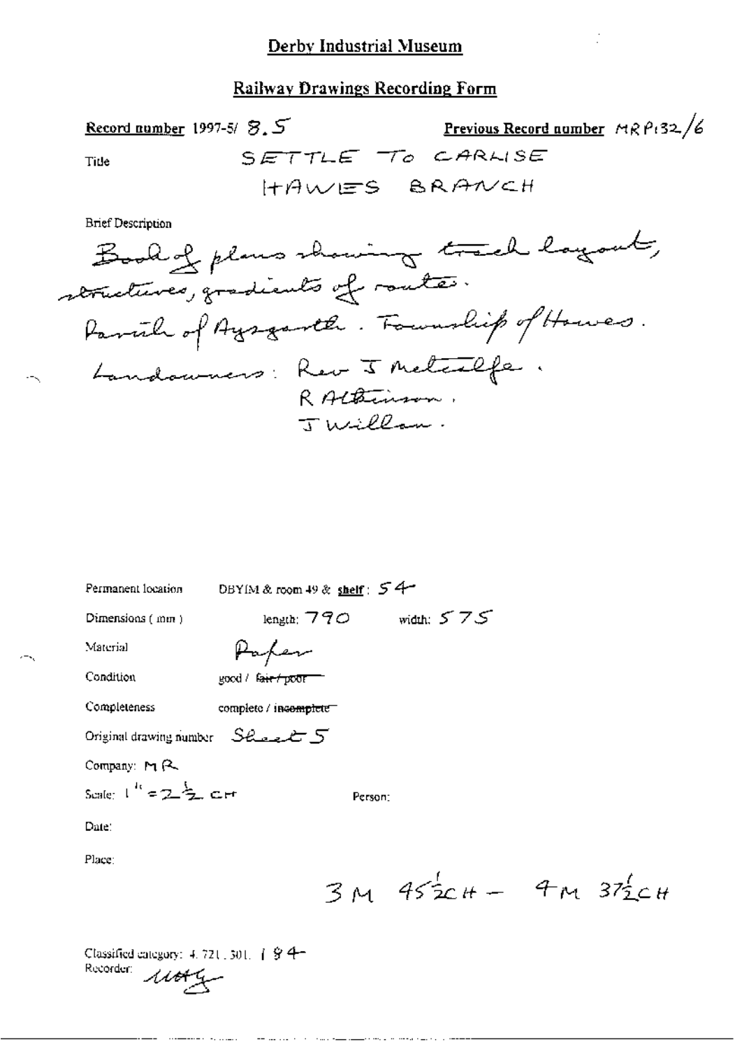# Derby Industrial Museum

## Railway Drawings Recording Form

**Record number** 1997-5/ 8.5 **Previous Record number** MRP132/6

Title SETTLE TO CARLISE HAWES BRANCH

Brief Description

Book of plans showing track layout, structures, gradients of routes.
Parish of Aysgarth. Township of Hawes.
Landowners: Rev J Metcalfe.
R Atkinson.
J Willan.

Permanent location DBYIM & room 49 & shelf: 54

Dimensions (mm) length: 790 width: 575

Material Paper

Condition good / ~~fair / poor~~

Completeness complete / ~~incomplete~~

Original drawing number Sheet 5

Company: MR

Scale: 1" = 2½ CH

Person:

Date:

Place:

3 M 45½ CH – 4 M 37½ CH

Classified category: 4.721.301.184

Recorder: [signature]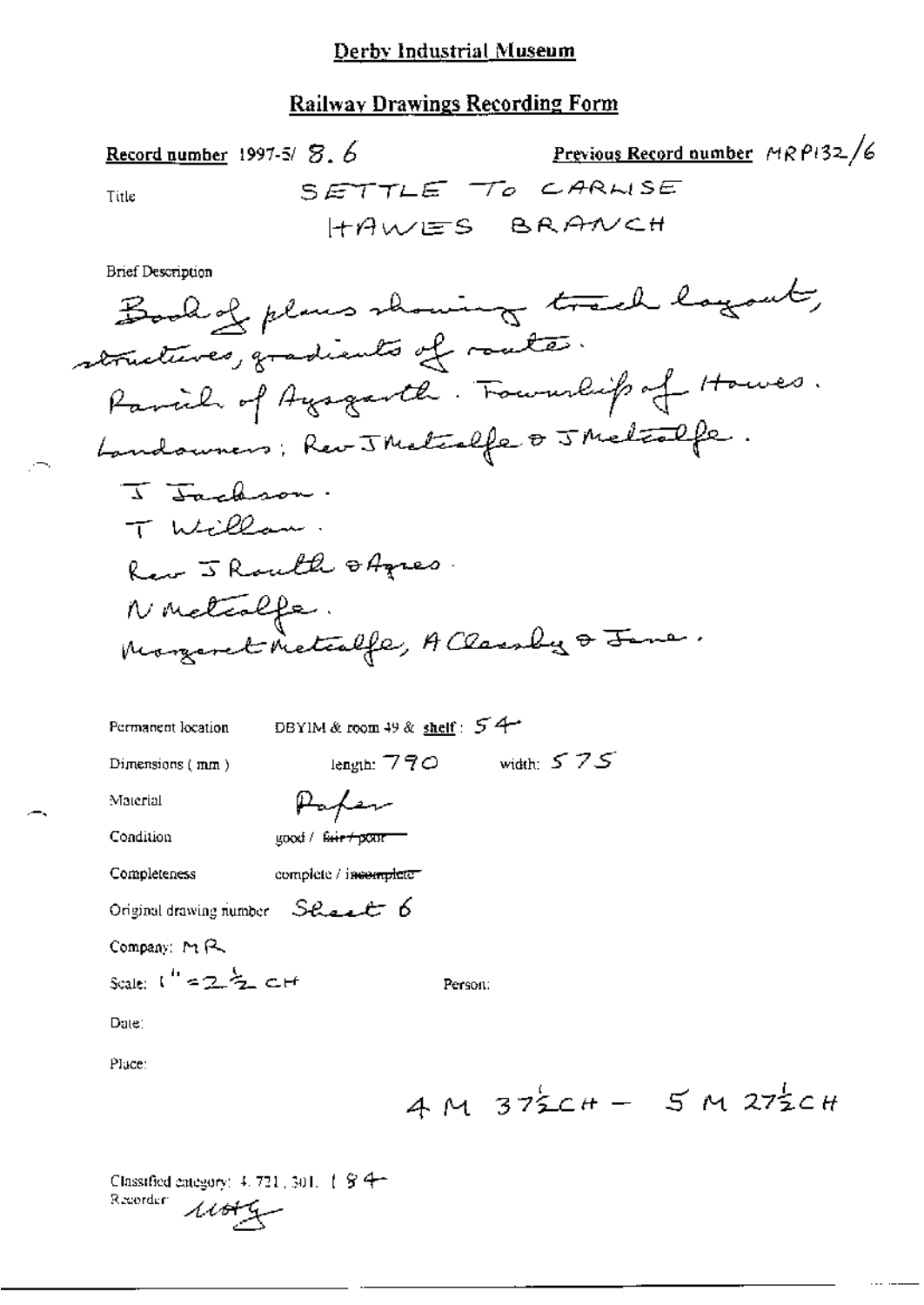## Derby Industrial Museum

## Railway Drawings Recording Form

**Record number** 1997-5/ 8. 6

**Previous Record number** MRP132/6

Title: SETTLE TO CARLISE HAWES BRANCH

Brief Description

Book of plans showing track layout, structures, gradients of routes.
Parish of Aysgarth. Township of Hawes.
Landowners; Rev J Metcalfe & J Metcalfe.
J Jackson.
T Willan.
Rev J Routh & Agnes.
N Metcalfe.
Margaret Metcalfe, A Clarsby & Jane.

Permanent location: DBYIM & room 49 & **shelf**: 54

Dimensions (mm): length: 790 width: 575

Material: Paper

Condition: good / ~~fair / poor~~

Completeness: complete / ~~incomplete~~

Original drawing number: Sheet 6

Company: MR

Scale: $1'' = 2\frac{1}{2}$ CH

Person:

Date:

Place:

4 M $37\frac{1}{2}$CH – 5 M $27\frac{1}{2}$CH

Classified category: 4. 721. 301. 184

Recorder: MHG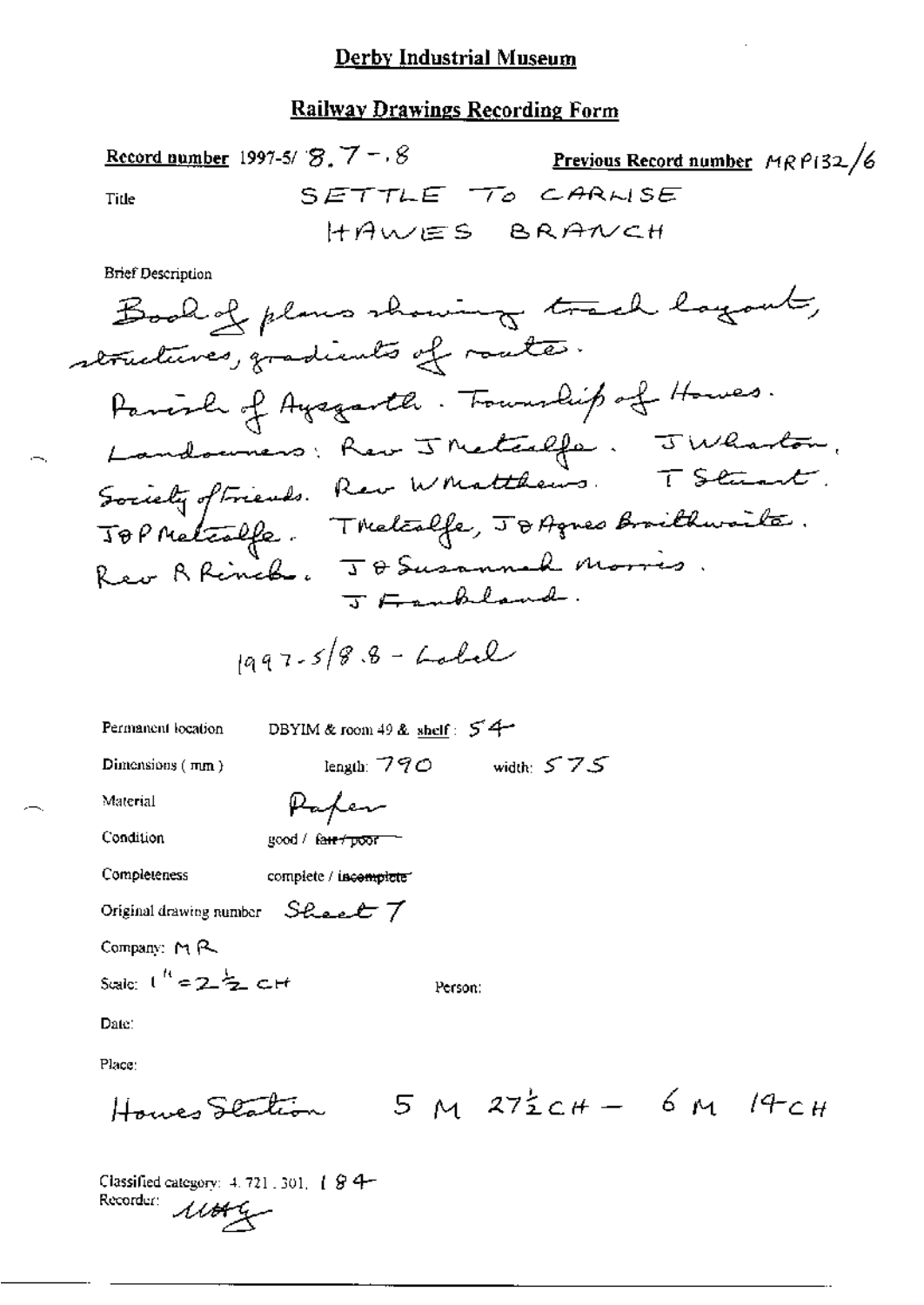# Derby Industrial Museum

## Railway Drawings Recording Form

**Record number** 1997-5/ 8.7 - .8 **Previous Record number** MRP132/6

Title SETTLE TO CARLISE HAWES BRANCH

Brief Description

Book of plans showing track layout, structures, gradients of routes.
Parish of Aysgarth. Township of Hawes.
Landowners: Rev J Metcalfe. J Wharton, Society of Friends. Rev W Matthews. T Stuart. J & P Metcalfe. T Metcalfe, J & Agnes Braithwaite. Rev R Rinch. J & Susannah Morris. J Frankland.

1997-5/8.8 - Label

Permanent location DBYIM & room 49 & shelf: 54

Dimensions (mm) length: 790 width: 575

Material Paper

Condition good / ~~fair / poor~~

Completeness complete / ~~incomplete~~

Original drawing number Sheet 7

Company: MR

Scale: 1" = 2½ CH Person:

Date:

Place:

Hawes Station 5 M 27½ CH - 6 M 14 CH

Classified category: 4.721.301.184

Recorder: MHG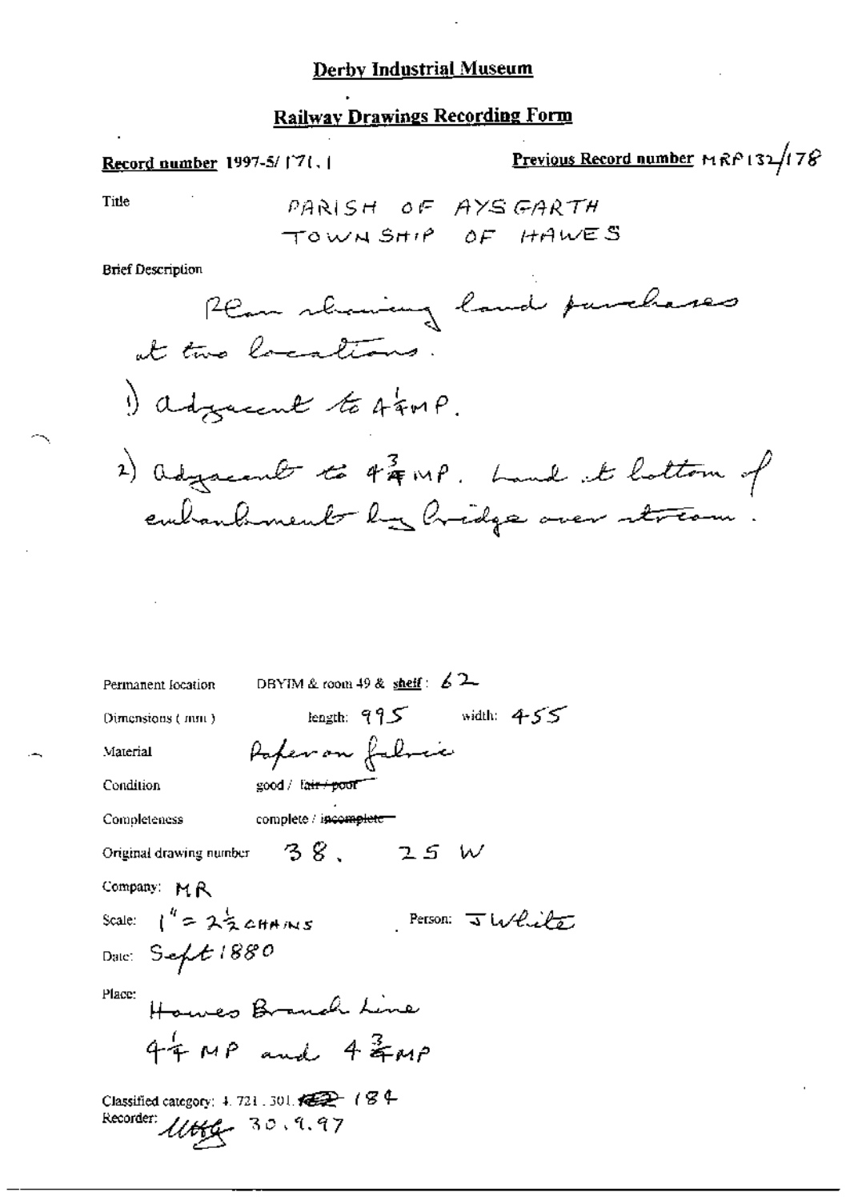# Derby Industrial Museum

## Railway Drawings Recording Form

**Record number** 1997-5/171.1

**Previous Record number** MRP132/178

Title

PARISH OF AYSGARTH
TOWNSHIP OF HAWES

Brief Description

Plan showing land purchases at two locations.

1) adjacent to $4\frac{1}{4}$MP.

2) adjacent to $4\frac{3}{4}$MP. Land at bottom of embankment by bridge over stream.

Permanent location: DBYIM & room 49 & **shelf**: 62

Dimensions (mm): length: 995 width: 455

Material: Paper on fabric

Condition: good / ~~fair / poor~~

Completeness: complete / ~~incomplete~~

Original drawing number: 38. 25 W

Company: MR

Scale: $1'' = 2\frac{1}{2}$ CHAINS

Person: J White

Date: Sept 1880

Place: Hawes Branch Line $4\frac{1}{4}$ MP and $4\frac{3}{4}$MP

Classified category: 4.721.301. ~~182~~ 184

Recorder: Mttg 30.9.97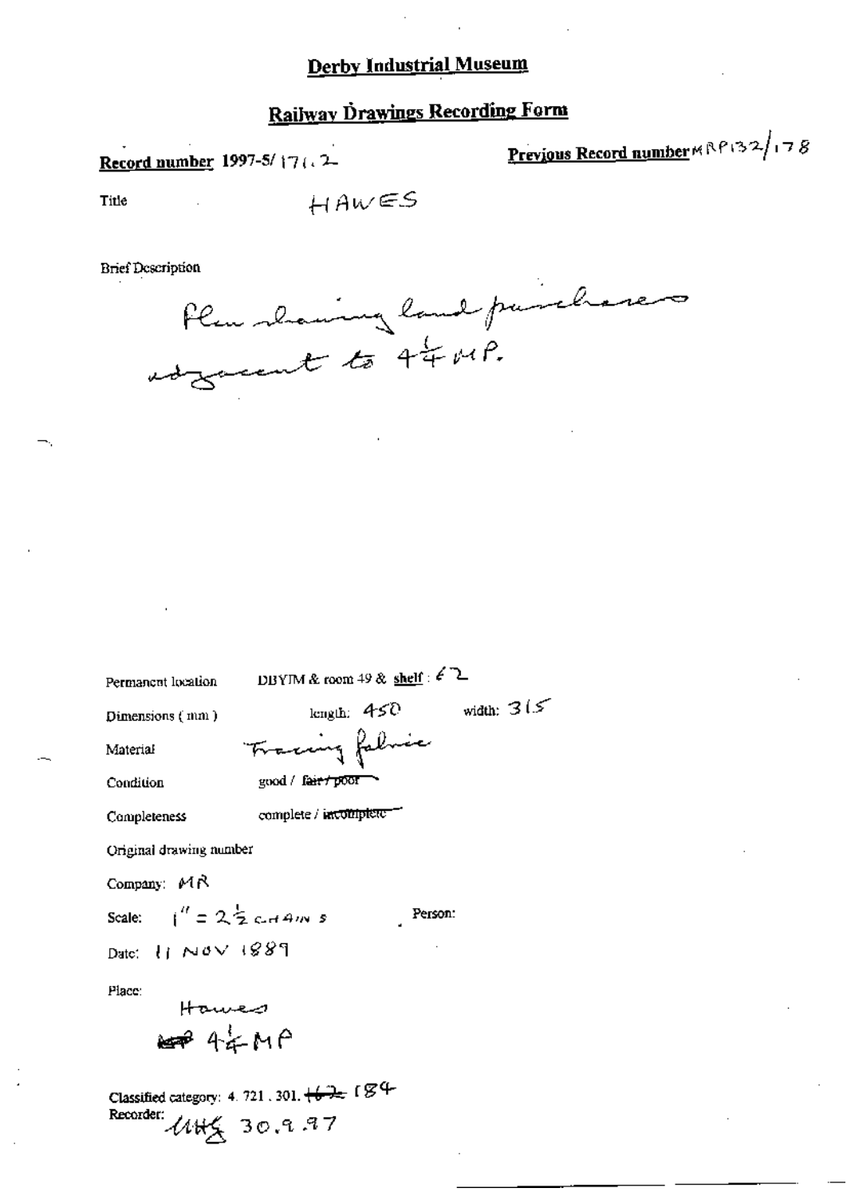# Derby Industrial Museum

## Railway Drawings Recording Form

**Record number** 1997-5/ 171.2

**Previous Record number** MRP132/178

Title HAWES

Brief Description

Plan showing land purchases adjacent to $4\frac{1}{4}$ MP.

Permanent location DBYIM & room 49 & **shelf** : 62

Dimensions (mm) length: 450 width: 315

Material Tracing fabric

Condition good / ~~fair / poor~~

Completeness complete / ~~incomplete~~

Original drawing number

Company: MR

Scale: 1" = $2\frac{1}{2}$ CHAINS Person:

Date: 11 NOV 1889

Place:

Hawes

~~MP~~ $4\frac{1}{4}$ MP

Classified category: 4. 721. 301. ~~162~~ 184

Recorder: UHG 30.9.97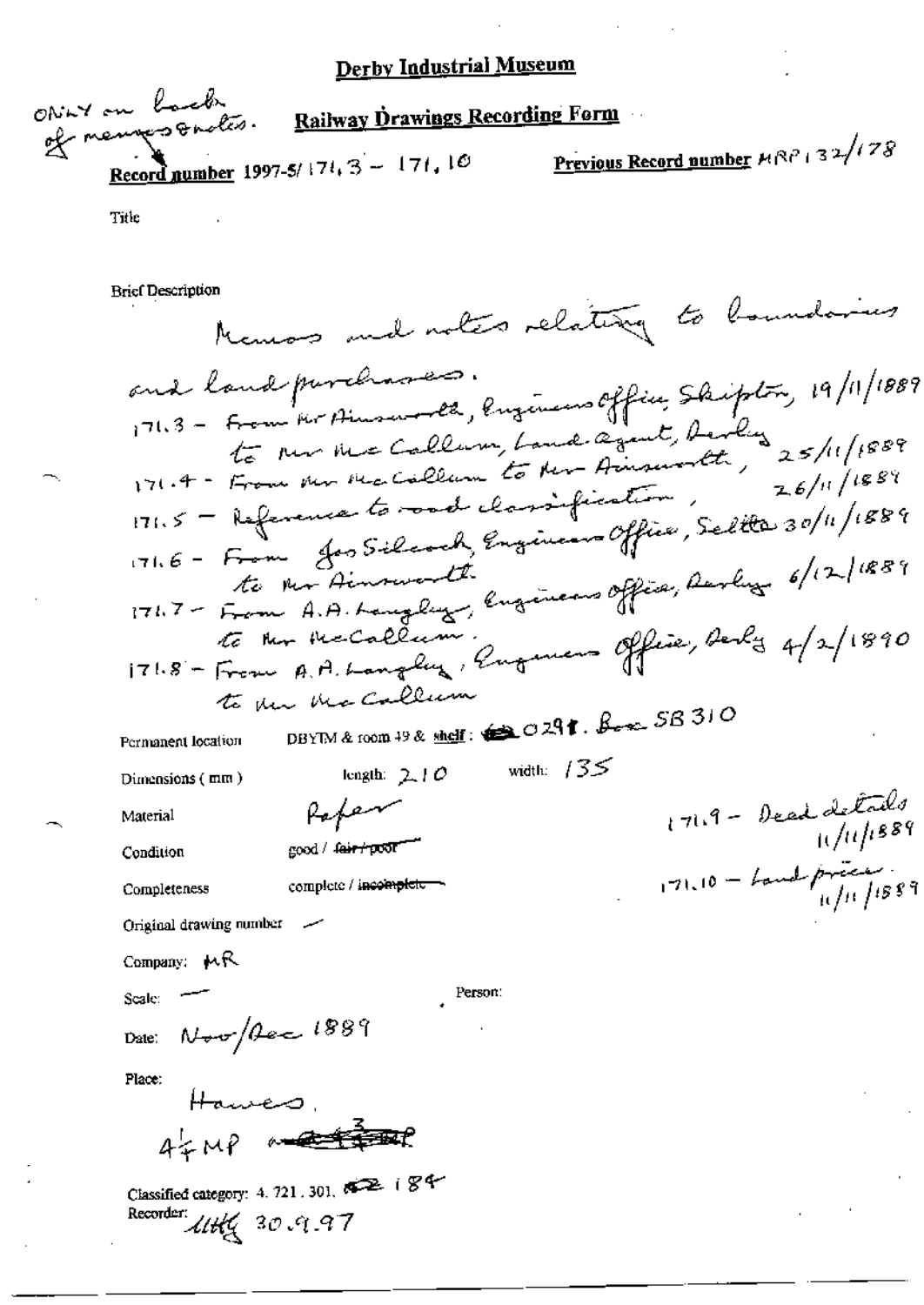# Derby Industrial Museum

ONLY on back of memos & notes.

## Railway Drawings Recording Form

**Record number** 1997-5/ 171.3 – 171.10

**Previous Record number** MRP 132/178

Title

Brief Description

Memos and notes relating to boundaries and land purchases.

171.3 – From Mr Ainsworth, Engineers Office, Skipton, 19/11/1889 to Mr McCallum, Land Agent, Derby

171.4 – From Mr McCallum to Mr Ainsworth, 25/11/1889

171.5 – Reference to road classification, 26/11/1889

171.6 – From Jos Silcock, Engineers Office, Settle 30/11/1889 to Mr Ainsworth

171.7 – From A.A. Langley, Engineers Office, Derby 6/12/1889 to Mr McCallum.

171.8 – From A.A. Langley, Engineers Office, Derby 4/2/1890 to Mr McCallum

171.9 – Deed details 11/11/1889

171.10 – Land prices 11/11/1889

Permanent location DBYIM & room 49 & shelf: ~~0~~ 0291. Box SB 310

Dimensions (mm) length: 210 width: 135

Material Paper

Condition good / ~~fair / poor~~

Completeness complete / ~~incomplete~~

Original drawing number —

Company: MR

Scale: — Person:

Date: Nov/Dec 1889

Place:

Hawes,

4¼ MP ~~and 4¾ MP~~

Classified category: 4. 721. 301. ~~62~~ 184

Recorder: MHG 30.9.97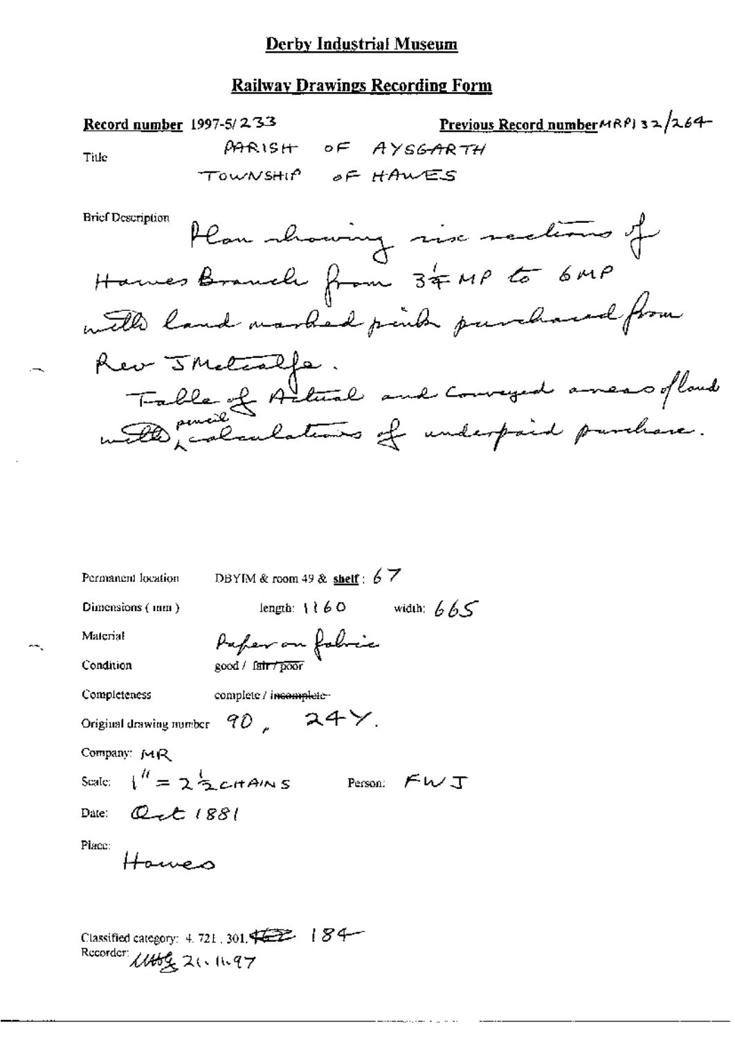# Derby Industrial Museum

## Railway Drawings Recording Form

**Record number** 1997-5/233 **Previous Record number** MRP132/264

Title PARISH OF AYSGARTH
TOWNSHIP OF HAWES

Brief Description Plan showing six sections of Hawes Branch from $3\frac{1}{4}$ MP to 6 MP with land marked pink purchased from Rev J Metcalfe.
Table of Actual and Conveyed areas of land with pencil calculations of underpaid purchase.

Permanent location DBYIM & room 49 & **shelf**: 67

Dimensions (mm) length: 1160 width: 665

Material Paper on fabric

Condition good / ~~fair / poor~~

Completeness complete / ~~incomplete~~

Original drawing number 90, 24Y.

Company: MR

Scale: 1" = $2\frac{1}{2}$ CHAINS Person: FWJ

Date: Oct 1881

Place: Hawes

Classified category: 4.721, 301, ~~402~~ 184

Recorder: MHG 21.11.97